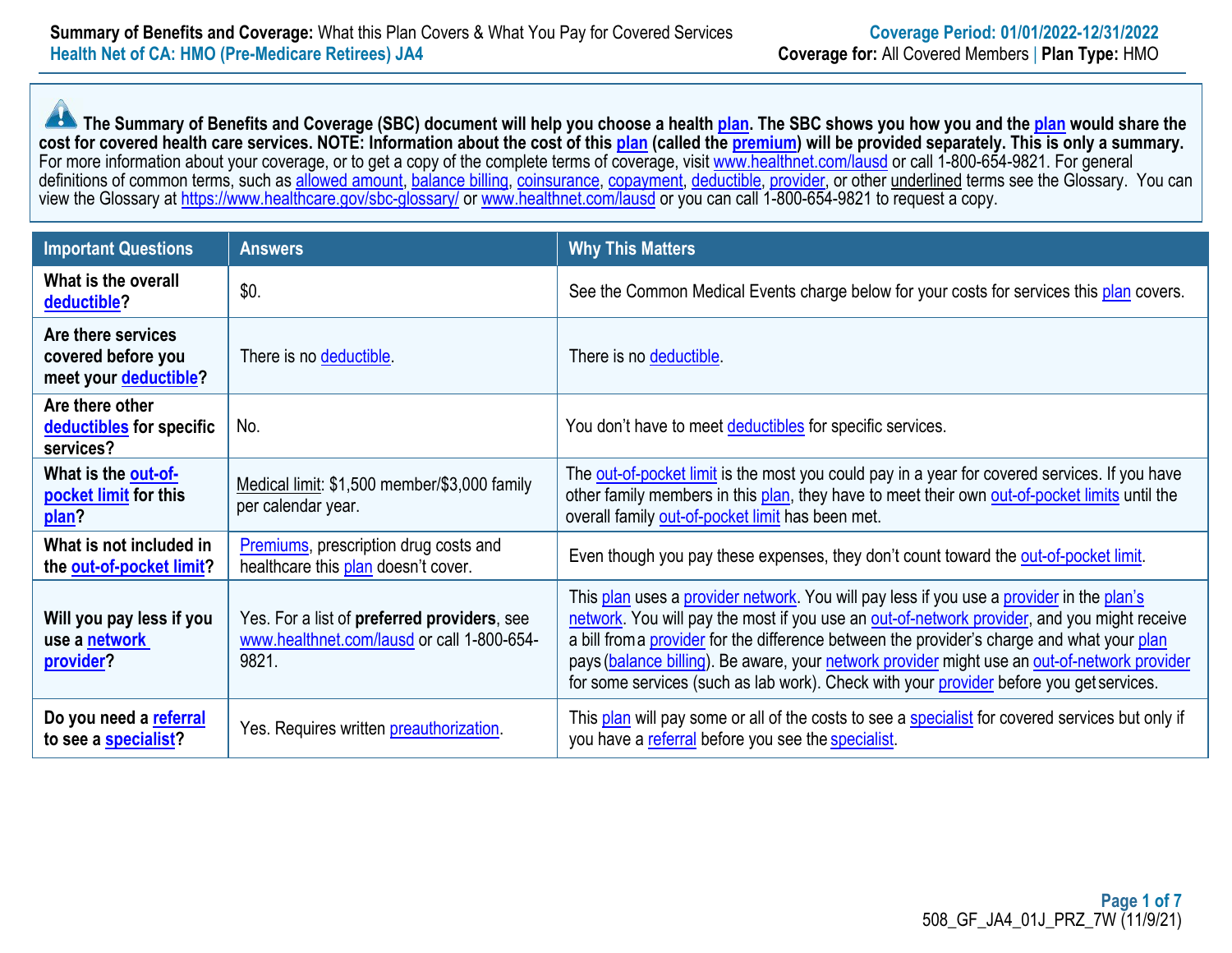**Summary of Benefits and Coverage:** What this Plan Covers & What You Pay for Covered Services
**Health Net of CA: HMO (Pre-Medicare Retirees) JA4**

**Coverage Period: 01/01/2022-12/31/2022**
**Coverage for:** All Covered Members | **Plan Type:** HMO

**The Summary of Benefits and Coverage (SBC) document will help you choose a health plan. The SBC shows you how you and the plan would share the cost for covered health care services. NOTE: Information about the cost of this plan (called the premium) will be provided separately. This is only a summary.** For more information about your coverage, or to get a copy of the complete terms of coverage, visit www.healthnet.com/lausd or call 1-800-654-9821. For general definitions of common terms, such as allowed amount, balance billing, coinsurance, copayment, deductible, provider, or other underlined terms see the Glossary. You can view the Glossary at https://www.healthcare.gov/sbc-glossary/ or www.healthnet.com/lausd or you can call 1-800-654-9821 to request a copy.

| Important Questions | Answers | Why This Matters |
|---|---|---|
| **What is the overall deductible?** | $0. | See the Common Medical Events charge below for your costs for services this plan covers. |
| **Are there services covered before you meet your deductible?** | There is no deductible. | There is no deductible. |
| **Are there other deductibles for specific services?** | No. | You don't have to meet deductibles for specific services. |
| **What is the out-of-pocket limit for this plan?** | Medical limit: $1,500 member/$3,000 family per calendar year. | The out-of-pocket limit is the most you could pay in a year for covered services. If you have other family members in this plan, they have to meet their own out-of-pocket limits until the overall family out-of-pocket limit has been met. |
| **What is not included in the out-of-pocket limit?** | Premiums, prescription drug costs and healthcare this plan doesn't cover. | Even though you pay these expenses, they don't count toward the out-of-pocket limit. |
| **Will you pay less if you use a network provider?** | Yes. For a list of **preferred providers**, see www.healthnet.com/lausd or call 1-800-654-9821. | This plan uses a provider network. You will pay less if you use a provider in the plan's network. You will pay the most if you use an out-of-network provider, and you might receive a bill from a provider for the difference between the provider's charge and what your plan pays (balance billing). Be aware, your network provider might use an out-of-network provider for some services (such as lab work). Check with your provider before you get services. |
| **Do you need a referral to see a specialist?** | Yes. Requires written preauthorization. | This plan will pay some or all of the costs to see a specialist for covered services but only if you have a referral before you see the specialist. |

508_GF_JA4_01J_PRZ_7W (11/9/21)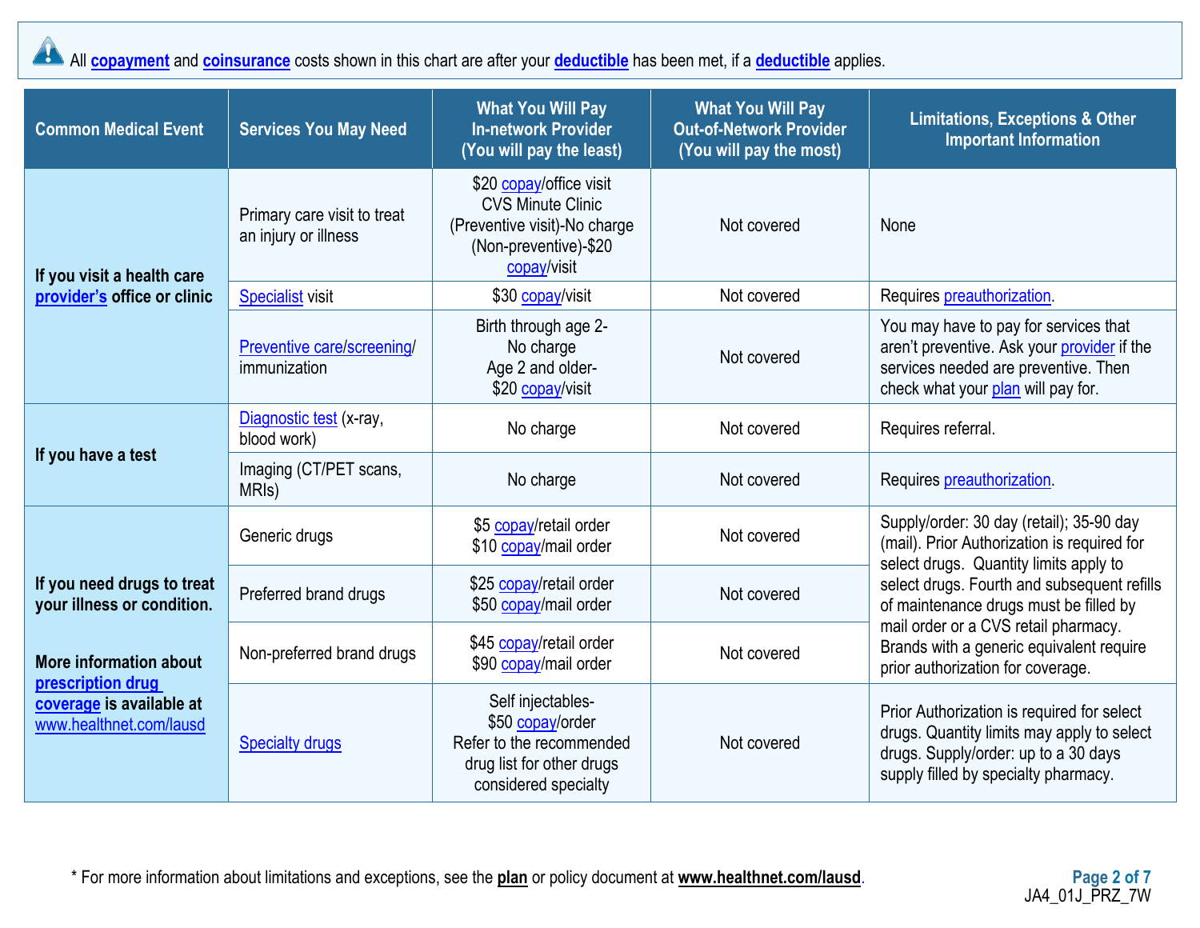All **copayment** and **coinsurance** costs shown in this chart are after your **deductible** has been met, if a **deductible** applies.

| Common Medical Event | Services You May Need | What You Will Pay In-network Provider (You will pay the least) | What You Will Pay Out-of-Network Provider (You will pay the most) | Limitations, Exceptions & Other Important Information |
|---|---|---|---|---|
| **If you visit a health care provider's office or clinic** | Primary care visit to treat an injury or illness | $20 copay/office visit CVS Minute Clinic (Preventive visit)-No charge (Non-preventive)-$20 copay/visit | Not covered | None |
| | Specialist visit | $30 copay/visit | Not covered | Requires preauthorization. |
| | Preventive care/screening/ immunization | Birth through age 2- No charge Age 2 and older- $20 copay/visit | Not covered | You may have to pay for services that aren't preventive. Ask your provider if the services needed are preventive. Then check what your plan will pay for. |
| **If you have a test** | Diagnostic test (x-ray, blood work) | No charge | Not covered | Requires referral. |
| | Imaging (CT/PET scans, MRIs) | No charge | Not covered | Requires preauthorization. |
| **If you need drugs to treat your illness or condition.** **More information about prescription drug coverage is available at** www.healthnet.com/lausd | Generic drugs | $5 copay/retail order $10 copay/mail order | Not covered | Supply/order: 30 day (retail); 35-90 day (mail). Prior Authorization is required for select drugs. Quantity limits apply to select drugs. Fourth and subsequent refills of maintenance drugs must be filled by mail order or a CVS retail pharmacy. Brands with a generic equivalent require prior authorization for coverage. |
| | Preferred brand drugs | $25 copay/retail order $50 copay/mail order | Not covered | |
| | Non-preferred brand drugs | $45 copay/retail order $90 copay/mail order | Not covered | |
| | Specialty drugs | Self injectables- $50 copay/order Refer to the recommended drug list for other drugs considered specialty | Not covered | Prior Authorization is required for select drugs. Quantity limits may apply to select drugs. Supply/order: up to a 30 days supply filled by specialty pharmacy. |

\* For more information about limitations and exceptions, see the **plan** or policy document at **www.healthnet.com/lausd**.

JA4_01J_PRZ_7W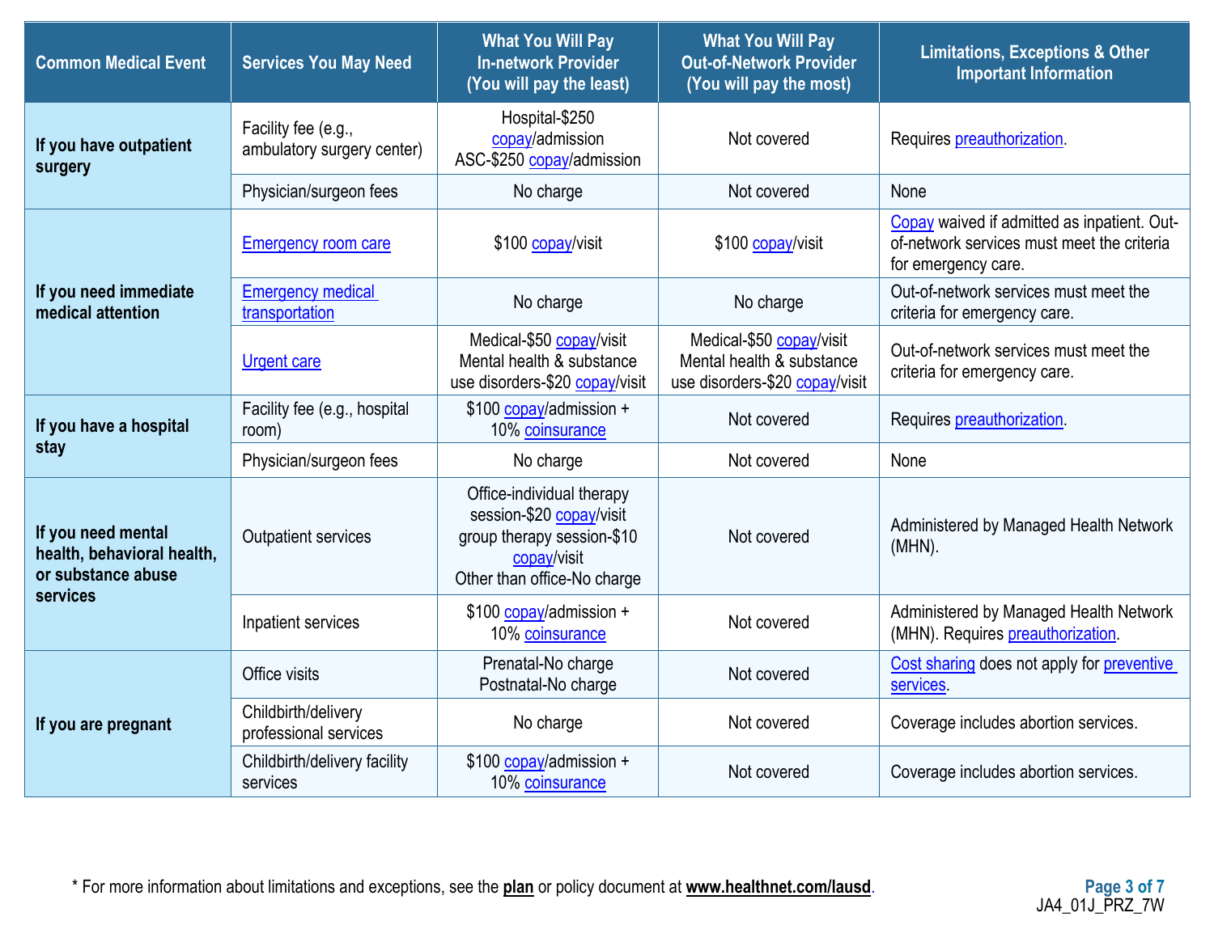| Common Medical Event | Services You May Need | What You Will Pay In-network Provider (You will pay the least) | What You Will Pay Out-of-Network Provider (You will pay the most) | Limitations, Exceptions & Other Important Information |
|---|---|---|---|---|
| **If you have outpatient surgery** | Facility fee (e.g., ambulatory surgery center) | Hospital-$250 copay/admission<br>ASC-$250 copay/admission | Not covered | Requires preauthorization. |
| | Physician/surgeon fees | No charge | Not covered | None |
| **If you need immediate medical attention** | Emergency room care | $100 copay/visit | $100 copay/visit | Copay waived if admitted as inpatient. Out-of-network services must meet the criteria for emergency care. |
| | Emergency medical transportation | No charge | No charge | Out-of-network services must meet the criteria for emergency care. |
| | Urgent care | Medical-$50 copay/visit<br>Mental health & substance use disorders-$20 copay/visit | Medical-$50 copay/visit<br>Mental health & substance use disorders-$20 copay/visit | Out-of-network services must meet the criteria for emergency care. |
| **If you have a hospital stay** | Facility fee (e.g., hospital room) | $100 copay/admission + 10% coinsurance | Not covered | Requires preauthorization. |
| | Physician/surgeon fees | No charge | Not covered | None |
| **If you need mental health, behavioral health, or substance abuse services** | Outpatient services | Office-individual therapy session-$20 copay/visit<br>group therapy session-$10 copay/visit<br>Other than office-No charge | Not covered | Administered by Managed Health Network (MHN). |
| | Inpatient services | $100 copay/admission + 10% coinsurance | Not covered | Administered by Managed Health Network (MHN). Requires preauthorization. |
| **If you are pregnant** | Office visits | Prenatal-No charge<br>Postnatal-No charge | Not covered | Cost sharing does not apply for preventive services. |
| | Childbirth/delivery professional services | No charge | Not covered | Coverage includes abortion services. |
| | Childbirth/delivery facility services | $100 copay/admission + 10% coinsurance | Not covered | Coverage includes abortion services. |

\* For more information about limitations and exceptions, see the **plan** or policy document at **www.healthnet.com/lausd**.

JA4_01J_PRZ_7W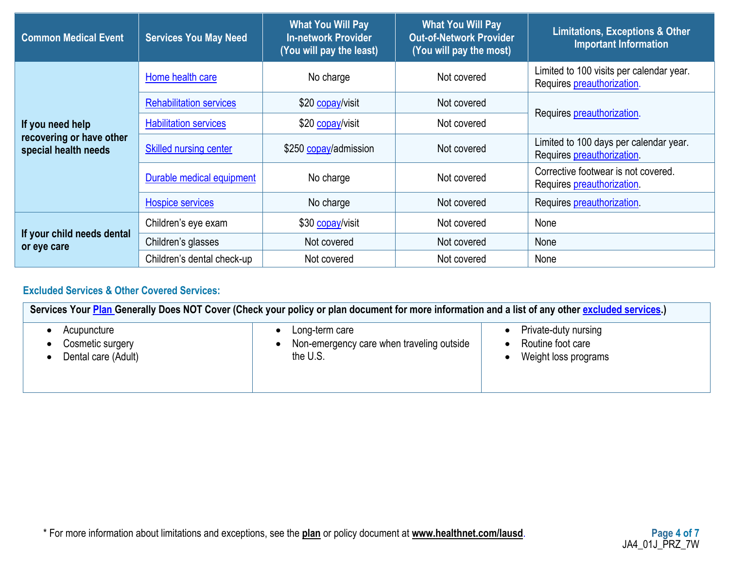| Common Medical Event | Services You May Need | What You Will Pay In-network Provider (You will pay the least) | What You Will Pay Out-of-Network Provider (You will pay the most) | Limitations, Exceptions & Other Important Information |
|---|---|---|---|---|
| If you need help recovering or have other special health needs | Home health care | No charge | Not covered | Limited to 100 visits per calendar year. Requires preauthorization. |
| | Rehabilitation services | $20 copay/visit | Not covered | Requires preauthorization. |
| | Habilitation services | $20 copay/visit | Not covered | |
| | Skilled nursing center | $250 copay/admission | Not covered | Limited to 100 days per calendar year. Requires preauthorization. |
| | Durable medical equipment | No charge | Not covered | Corrective footwear is not covered. Requires preauthorization. |
| | Hospice services | No charge | Not covered | Requires preauthorization. |
| If your child needs dental or eye care | Children's eye exam | $30 copay/visit | Not covered | None |
| | Children's glasses | Not covered | Not covered | None |
| | Children's dental check-up | Not covered | Not covered | None |

## Excluded Services & Other Covered Services:

**Services Your Plan Generally Does NOT Cover (Check your policy or plan document for more information and a list of any other excluded services.)**

- Acupuncture
- Cosmetic surgery
- Dental care (Adult)
- Long-term care
- Non-emergency care when traveling outside the U.S.
- Private-duty nursing
- Routine foot care
- Weight loss programs

\* For more information about limitations and exceptions, see the **plan** or policy document at **www.healthnet.com/lausd**.

JA4_01J_PRZ_7W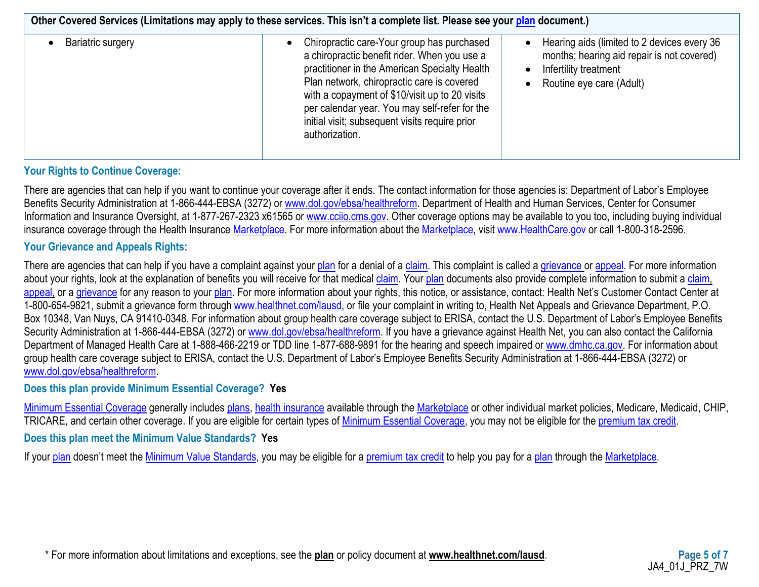| Other Covered Services (Limitations may apply to these services. This isn't a complete list. Please see your plan document.) | | |
|---|---|---|
| • Bariatric surgery | • Chiropractic care-Your group has purchased a chiropractic benefit rider. When you use a practitioner in the American Specialty Health Plan network, chiropractic care is covered with a copayment of $10/visit up to 20 visits per calendar year. You may self-refer for the initial visit; subsequent visits require prior authorization. | • Hearing aids (limited to 2 devices every 36 months; hearing aid repair is not covered)<br>• Infertility treatment<br>• Routine eye care (Adult) |

### Your Rights to Continue Coverage:

There are agencies that can help if you want to continue your coverage after it ends. The contact information for those agencies is: Department of Labor's Employee Benefits Security Administration at 1-866-444-EBSA (3272) or www.dol.gov/ebsa/healthreform. Department of Health and Human Services, Center for Consumer Information and Insurance Oversight, at 1-877-267-2323 x61565 or www.cciio.cms.gov. Other coverage options may be available to you too, including buying individual insurance coverage through the Health Insurance Marketplace. For more information about the Marketplace, visit www.HealthCare.gov or call 1-800-318-2596.

### Your Grievance and Appeals Rights:

There are agencies that can help if you have a complaint against your plan for a denial of a claim. This complaint is called a grievance or appeal. For more information about your rights, look at the explanation of benefits you will receive for that medical claim. Your plan documents also provide complete information to submit a claim, appeal, or a grievance for any reason to your plan. For more information about your rights, this notice, or assistance, contact: Health Net's Customer Contact Center at 1-800-654-9821, submit a grievance form through www.healthnet.com/lausd, or file your complaint in writing to, Health Net Appeals and Grievance Department, P.O. Box 10348, Van Nuys, CA 91410-0348. For information about group health care coverage subject to ERISA, contact the U.S. Department of Labor's Employee Benefits Security Administration at 1-866-444-EBSA (3272) or www.dol.gov/ebsa/healthreform. If you have a grievance against Health Net, you can also contact the California Department of Managed Health Care at 1-888-466-2219 or TDD line 1-877-688-9891 for the hearing and speech impaired or www.dmhc.ca.gov. For information about group health care coverage subject to ERISA, contact the U.S. Department of Labor's Employee Benefits Security Administration at 1-866-444-EBSA (3272) or www.dol.gov/ebsa/healthreform.

### Does this plan provide Minimum Essential Coverage? **Yes**

Minimum Essential Coverage generally includes plans, health insurance available through the Marketplace or other individual market policies, Medicare, Medicaid, CHIP, TRICARE, and certain other coverage. If you are eligible for certain types of Minimum Essential Coverage, you may not be eligible for the premium tax credit.

### Does this plan meet the Minimum Value Standards? **Yes**

If your plan doesn't meet the Minimum Value Standards, you may be eligible for a premium tax credit to help you pay for a plan through the Marketplace.

* For more information about limitations and exceptions, see the **plan** or policy document at **www.healthnet.com/lausd**.

JA4_01J_PRZ_7W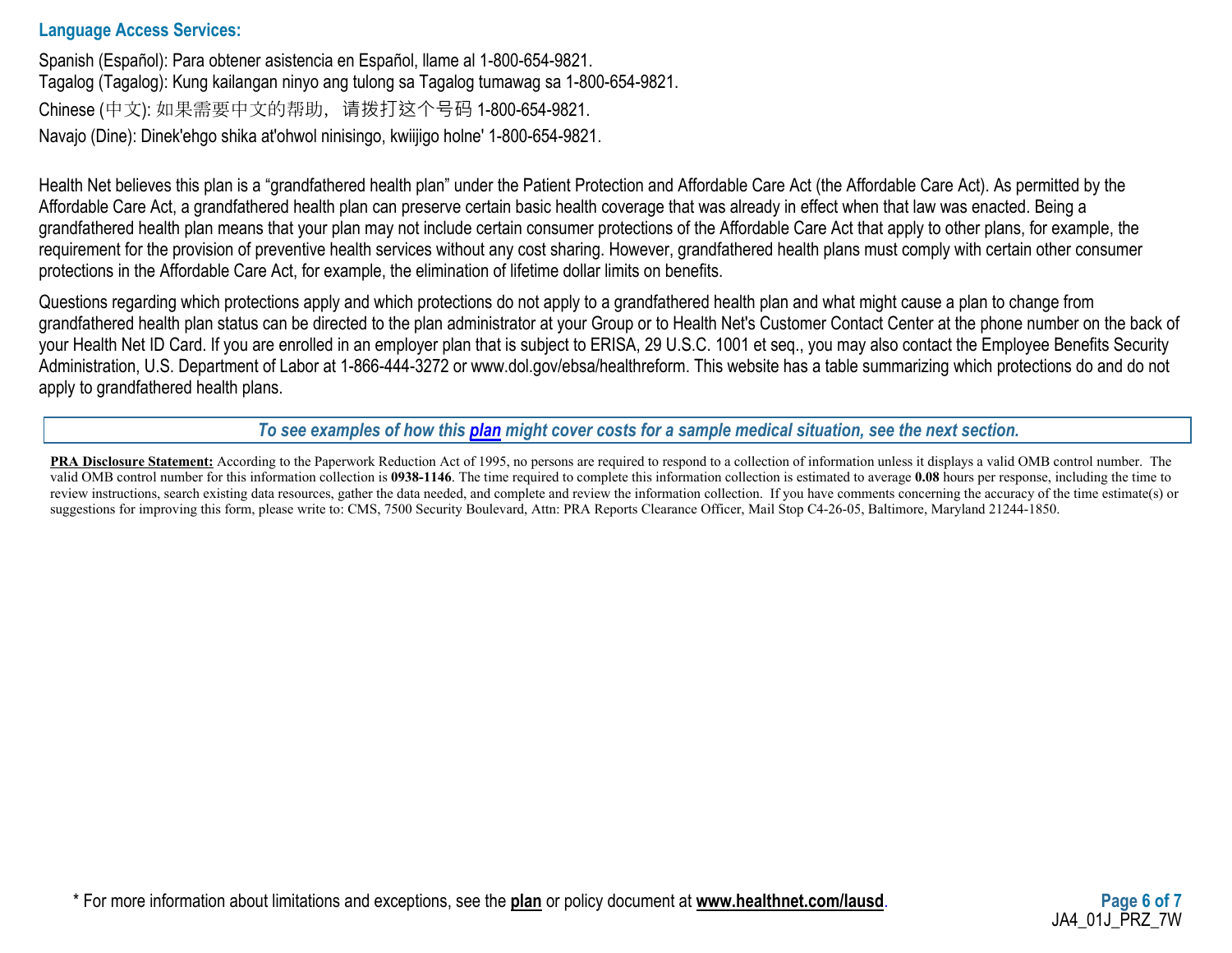**Language Access Services:**

Spanish (Español): Para obtener asistencia en Español, llame al 1-800-654-9821.
Tagalog (Tagalog): Kung kailangan ninyo ang tulong sa Tagalog tumawag sa 1-800-654-9821.
Chinese (中文): 如果需要中文的帮助，请拨打这个号码 1-800-654-9821.
Navajo (Dine): Dinek'ehgo shika at'ohwol ninisingo, kwiijigo holne' 1-800-654-9821.

Health Net believes this plan is a "grandfathered health plan" under the Patient Protection and Affordable Care Act (the Affordable Care Act). As permitted by the Affordable Care Act, a grandfathered health plan can preserve certain basic health coverage that was already in effect when that law was enacted. Being a grandfathered health plan means that your plan may not include certain consumer protections of the Affordable Care Act that apply to other plans, for example, the requirement for the provision of preventive health services without any cost sharing. However, grandfathered health plans must comply with certain other consumer protections in the Affordable Care Act, for example, the elimination of lifetime dollar limits on benefits.

Questions regarding which protections apply and which protections do not apply to a grandfathered health plan and what might cause a plan to change from grandfathered health plan status can be directed to the plan administrator at your Group or to Health Net's Customer Contact Center at the phone number on the back of your Health Net ID Card. If you are enrolled in an employer plan that is subject to ERISA, 29 U.S.C. 1001 et seq., you may also contact the Employee Benefits Security Administration, U.S. Department of Labor at 1-866-444-3272 or www.dol.gov/ebsa/healthreform. This website has a table summarizing which protections do and do not apply to grandfathered health plans.

***To see examples of how this plan might cover costs for a sample medical situation, see the next section.***

**PRA Disclosure Statement:** According to the Paperwork Reduction Act of 1995, no persons are required to respond to a collection of information unless it displays a valid OMB control number. The valid OMB control number for this information collection is **0938-1146**. The time required to complete this information collection is estimated to average **0.08** hours per response, including the time to review instructions, search existing data resources, gather the data needed, and complete and review the information collection. If you have comments concerning the accuracy of the time estimate(s) or suggestions for improving this form, please write to: CMS, 7500 Security Boulevard, Attn: PRA Reports Clearance Officer, Mail Stop C4-26-05, Baltimore, Maryland 21244-1850.

* For more information about limitations and exceptions, see the **plan** or policy document at **www.healthnet.com/lausd**.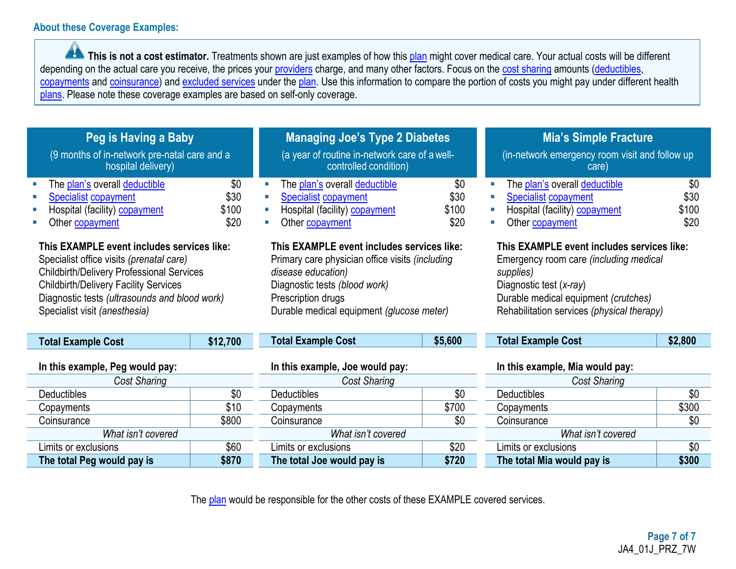## About these Coverage Examples:

**This is not a cost estimator.** Treatments shown are just examples of how this plan might cover medical care. Your actual costs will be different depending on the actual care you receive, the prices your providers charge, and many other factors. Focus on the cost sharing amounts (deductibles, copayments and coinsurance) and excluded services under the plan. Use this information to compare the portion of costs you might pay under different health plans. Please note these coverage examples are based on self-only coverage.

### Peg is Having a Baby

(9 months of in-network pre-natal care and a hospital delivery)

- The plan's overall deductible $0
- Specialist copayment $30
- Hospital (facility) copayment $100
- Other copayment $20

**This EXAMPLE event includes services like:**
Specialist office visits *(prenatal care)*
Childbirth/Delivery Professional Services
Childbirth/Delivery Facility Services
Diagnostic tests *(ultrasounds and blood work)*
Specialist visit *(anesthesia)*

| **Total Example Cost** | **$12,700** |
|---|---|

**In this example, Peg would pay:**

| *Cost Sharing* | |
|---|---|
| Deductibles | $0 |
| Copayments | $10 |
| Coinsurance | $800 |
| *What isn't covered* | |
| Limits or exclusions | $60 |
| **The total Peg would pay is** | **$870** |

### Managing Joe's Type 2 Diabetes

(a year of routine in-network care of a well-controlled condition)

- The plan's overall deductible $0
- Specialist copayment $30
- Hospital (facility) copayment $100
- Other copayment $20

**This EXAMPLE event includes services like:**
Primary care physician office visits *(including disease education)*
Diagnostic tests *(blood work)*
Prescription drugs
Durable medical equipment *(glucose meter)*

| **Total Example Cost** | **$5,600** |
|---|---|

**In this example, Joe would pay:**

| *Cost Sharing* | |
|---|---|
| Deductibles | $0 |
| Copayments | $700 |
| Coinsurance | $0 |
| *What isn't covered* | |
| Limits or exclusions | $20 |
| **The total Joe would pay is** | **$720** |

### Mia's Simple Fracture

(in-network emergency room visit and follow up care)

- The plan's overall deductible $0
- Specialist copayment $30
- Hospital (facility) copayment $100
- Other copayment $20

**This EXAMPLE event includes services like:**
Emergency room care *(including medical supplies)*
Diagnostic test *(x-ray)*
Durable medical equipment *(crutches)*
Rehabilitation services *(physical therapy)*

| **Total Example Cost** | **$2,800** |
|---|---|

**In this example, Mia would pay:**

| *Cost Sharing* | |
|---|---|
| Deductibles | $0 |
| Copayments | $300 |
| Coinsurance | $0 |
| *What isn't covered* | |
| Limits or exclusions | $0 |
| **The total Mia would pay is** | **$300** |

The plan would be responsible for the other costs of these EXAMPLE covered services.

JA4_01J_PRZ_7W